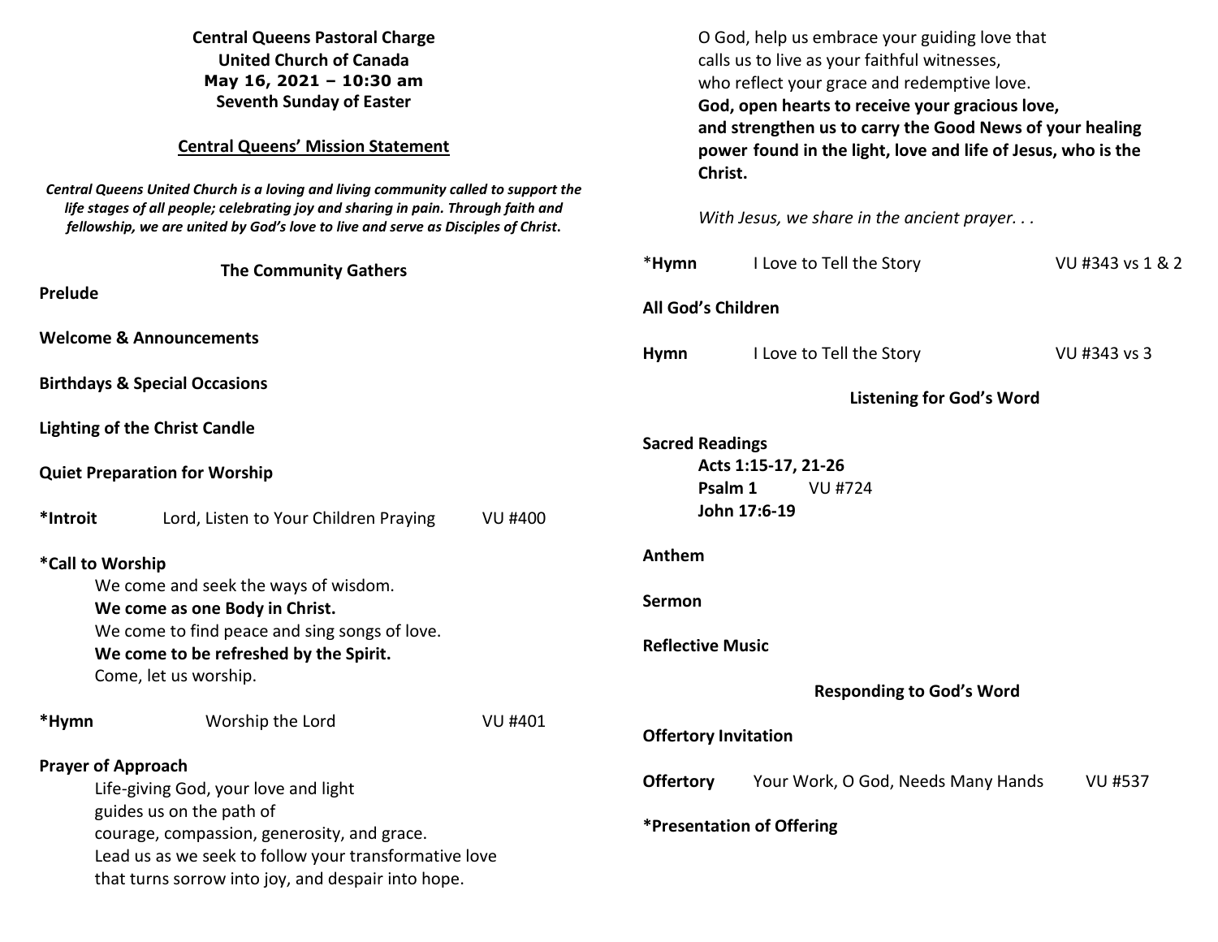**Central Queens Pastoral Charge**
**United Church of Canada**
**May 16, 2021 – 10:30 am**
**Seventh Sunday of Easter**

**Central Queens' Mission Statement**

***Central Queens United Church is a loving and living community called to support the life stages of all people; celebrating joy and sharing in pain. Through faith and fellowship, we are united by God's love to live and serve as Disciples of Christ.***

## The Community Gathers

**Prelude**

**Welcome & Announcements**

**Birthdays & Special Occasions**

**Lighting of the Christ Candle**

**Quiet Preparation for Worship**

**\*Introit** Lord, Listen to Your Children Praying VU #400

**\*Call to Worship**

We come and seek the ways of wisdom.
**We come as one Body in Christ.**
We come to find peace and sing songs of love.
**We come to be refreshed by the Spirit.**
Come, let us worship.

**\*Hymn** Worship the Lord VU #401

**Prayer of Approach**

Life-giving God, your love and light
guides us on the path of
courage, compassion, generosity, and grace.
Lead us as we seek to follow your transformative love
that turns sorrow into joy, and despair into hope.
O God, help us embrace your guiding love that
calls us to live as your faithful witnesses,
who reflect your grace and redemptive love.
**God, open hearts to receive your gracious love,**
**and strengthen us to carry the Good News of your healing power found in the light, love and life of Jesus, who is the Christ.**

*With Jesus, we share in the ancient prayer. . .*

\***Hymn** I Love to Tell the Story VU #343 vs 1 & 2

**All God's Children**

**Hymn** I Love to Tell the Story VU #343 vs 3

## Listening for God's Word

**Sacred Readings**
**Acts 1:15-17, 21-26**
**Psalm 1** VU #724
**John 17:6-19**

**Anthem**

**Sermon**

**Reflective Music**

## Responding to God's Word

**Offertory Invitation**

**Offertory** Your Work, O God, Needs Many Hands VU #537

**\*Presentation of Offering**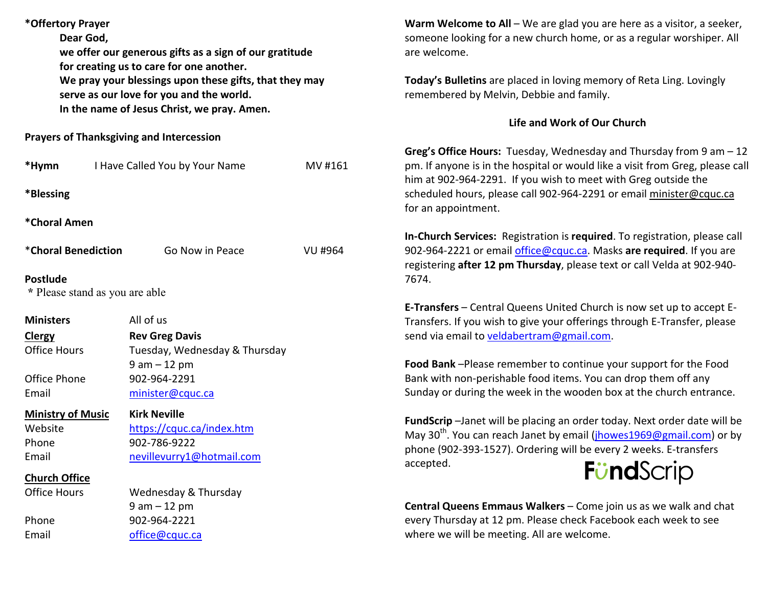**\*Offertory Prayer**

> **Dear God,**
> **we offer our generous gifts as a sign of our gratitude**
> **for creating us to care for one another.**
> **We pray your blessings upon these gifts, that they may**
> **serve as our love for you and the world.**
> **In the name of Jesus Christ, we pray. Amen.**

**Prayers of Thanksgiving and Intercession**

**\*Hymn** I Have Called You by Your Name MV #161

**\*Blessing**

**\*Choral Amen**

\***Choral Benediction** Go Now in Peace VU #964

**Postlude**

\* Please stand as you are able

| | |
|---|---|
| **Ministers** | All of us |
| **Clergy** | **Rev Greg Davis** |
| Office Hours | Tuesday, Wednesday & Thursday 9 am – 12 pm |
| Office Phone | 902-964-2291 |
| Email | minister@cquc.ca |
| **Ministry of Music** | **Kirk Neville** |
| Website | https://cquc.ca/index.htm |
| Phone | 902-786-9222 |
| Email | nevillevurry1@hotmail.com |
| **Church Office** | |
| Office Hours | Wednesday & Thursday 9 am – 12 pm |
| Phone | 902-964-2221 |
| Email | office@cquc.ca |

**Warm Welcome to All** – We are glad you are here as a visitor, a seeker, someone looking for a new church home, or as a regular worshiper. All are welcome.

**Today's Bulletins** are placed in loving memory of Reta Ling. Lovingly remembered by Melvin, Debbie and family.

## Life and Work of Our Church

**Greg's Office Hours:** Tuesday, Wednesday and Thursday from 9 am – 12 pm. If anyone is in the hospital or would like a visit from Greg, please call him at 902-964-2291. If you wish to meet with Greg outside the scheduled hours, please call 902-964-2291 or email minister@cquc.ca for an appointment.

**In-Church Services:** Registration is **required**. To registration, please call 902-964-2221 or email office@cquc.ca. Masks **are required**. If you are registering **after 12 pm Thursday**, please text or call Velda at 902-940-7674.

**E-Transfers** – Central Queens United Church is now set up to accept E-Transfers. If you wish to give your offerings through E-Transfer, please send via email to veldabertram@gmail.com.

**Food Bank** –Please remember to continue your support for the Food Bank with non-perishable food items. You can drop them off any Sunday or during the week in the wooden box at the church entrance.

**FundScrip** –Janet will be placing an order today. Next order date will be May 30th. You can reach Janet by email (jhowes1969@gmail.com) or by phone (902-393-1527). Ordering will be every 2 weeks. E-transfers accepted.

FundScrip

**Central Queens Emmaus Walkers** – Come join us as we walk and chat every Thursday at 12 pm. Please check Facebook each week to see where we will be meeting. All are welcome.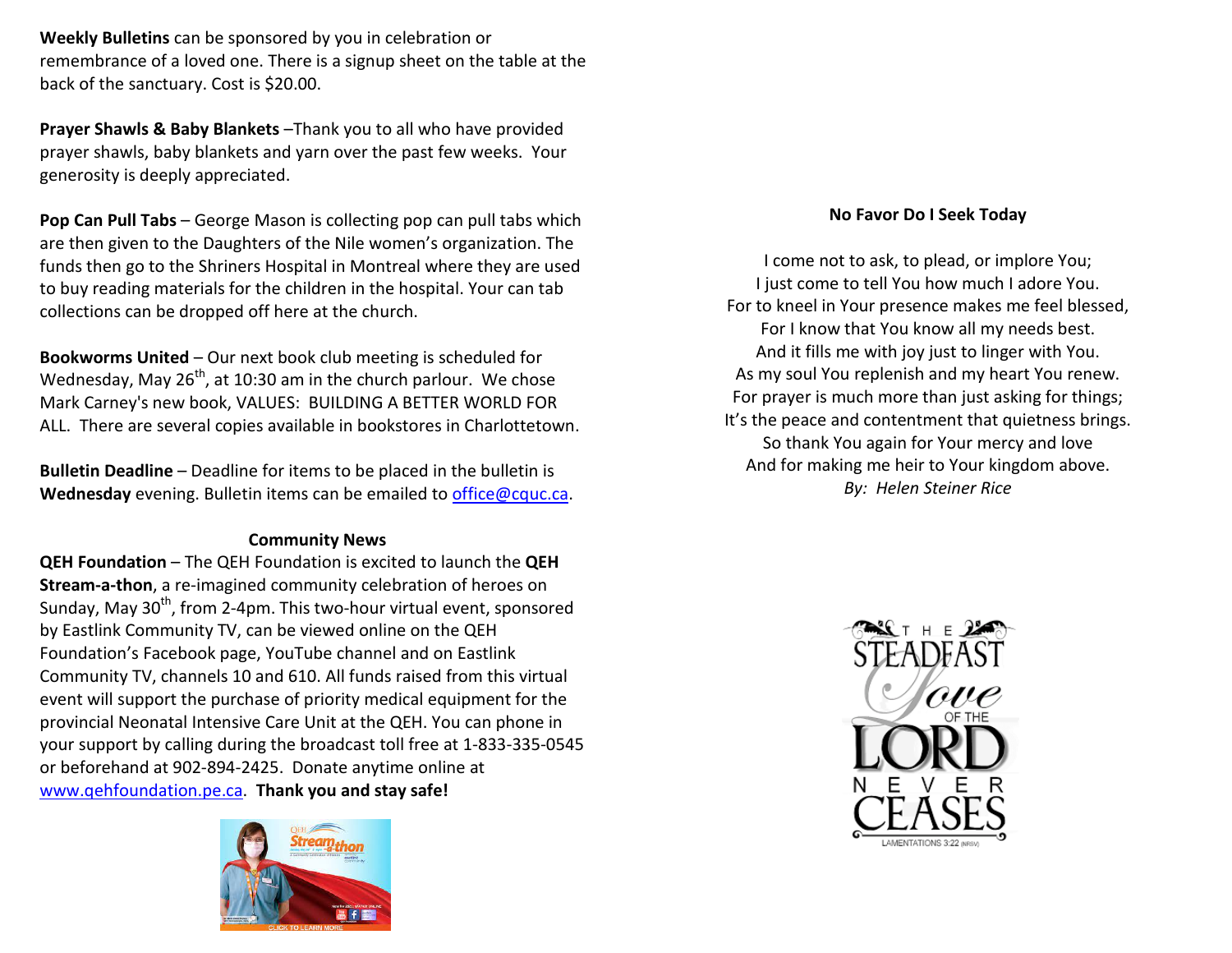**Weekly Bulletins** can be sponsored by you in celebration or remembrance of a loved one. There is a signup sheet on the table at the back of the sanctuary. Cost is $20.00.

**Prayer Shawls & Baby Blankets** –Thank you to all who have provided prayer shawls, baby blankets and yarn over the past few weeks. Your generosity is deeply appreciated.

**Pop Can Pull Tabs** – George Mason is collecting pop can pull tabs which are then given to the Daughters of the Nile women's organization. The funds then go to the Shriners Hospital in Montreal where they are used to buy reading materials for the children in the hospital. Your can tab collections can be dropped off here at the church.

**Bookworms United** – Our next book club meeting is scheduled for Wednesday, May 26th, at 10:30 am in the church parlour. We chose Mark Carney's new book, VALUES: BUILDING A BETTER WORLD FOR ALL. There are several copies available in bookstores in Charlottetown.

**Bulletin Deadline** – Deadline for items to be placed in the bulletin is **Wednesday** evening. Bulletin items can be emailed to office@cquc.ca.

## Community News

**QEH Foundation** – The QEH Foundation is excited to launch the **QEH Stream-a-thon**, a re-imagined community celebration of heroes on Sunday, May 30th, from 2-4pm. This two-hour virtual event, sponsored by Eastlink Community TV, can be viewed online on the QEH Foundation's Facebook page, YouTube channel and on Eastlink Community TV, channels 10 and 610. All funds raised from this virtual event will support the purchase of priority medical equipment for the provincial Neonatal Intensive Care Unit at the QEH. You can phone in your support by calling during the broadcast toll free at 1-833-335-0545 or beforehand at 902-894-2425. Donate anytime online at www.qehfoundation.pe.ca. **Thank you and stay safe!**

## No Favor Do I Seek Today

I come not to ask, to plead, or implore You;
I just come to tell You how much I adore You.
For to kneel in Your presence makes me feel blessed,
For I know that You know all my needs best.
And it fills me with joy just to linger with You.
As my soul You replenish and my heart You renew.
For prayer is much more than just asking for things;
It's the peace and contentment that quietness brings.
So thank You again for Your mercy and love
And for making me heir to Your kingdom above.
*By: Helen Steiner Rice*

THE STEADFAST Love OF THE LORD NEVER CEASES
LAMENTATIONS 3:22 (NRSV)